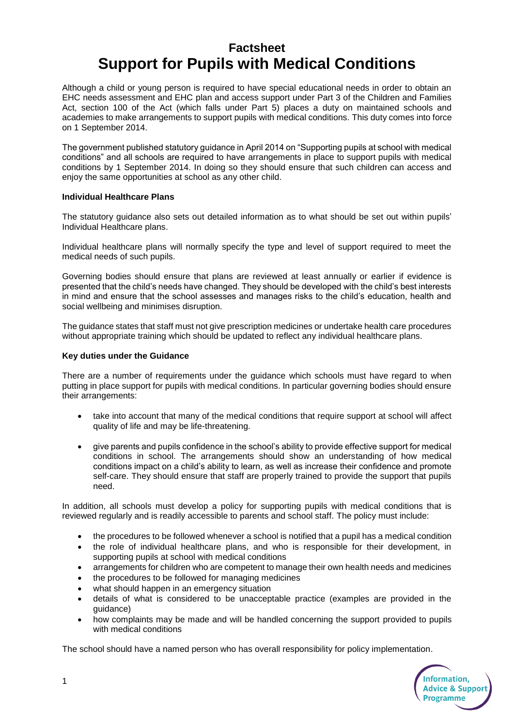# Factsheet
# Support for Pupils with Medical Conditions

Although a child or young person is required to have special educational needs in order to obtain an EHC needs assessment and EHC plan and access support under Part 3 of the Children and Families Act, section 100 of the Act (which falls under Part 5) places a duty on maintained schools and academies to make arrangements to support pupils with medical conditions. This duty comes into force on 1 September 2014.

The government published statutory guidance in April 2014 on "Supporting pupils at school with medical conditions" and all schools are required to have arrangements in place to support pupils with medical conditions by 1 September 2014. In doing so they should ensure that such children can access and enjoy the same opportunities at school as any other child.

**Individual Healthcare Plans**

The statutory guidance also sets out detailed information as to what should be set out within pupils' Individual Healthcare plans.

Individual healthcare plans will normally specify the type and level of support required to meet the medical needs of such pupils.

Governing bodies should ensure that plans are reviewed at least annually or earlier if evidence is presented that the child's needs have changed. They should be developed with the child's best interests in mind and ensure that the school assesses and manages risks to the child's education, health and social wellbeing and minimises disruption.

The guidance states that staff must not give prescription medicines or undertake health care procedures without appropriate training which should be updated to reflect any individual healthcare plans.

**Key duties under the Guidance**

There are a number of requirements under the guidance which schools must have regard to when putting in place support for pupils with medical conditions. In particular governing bodies should ensure their arrangements:

- take into account that many of the medical conditions that require support at school will affect quality of life and may be life-threatening.
- give parents and pupils confidence in the school's ability to provide effective support for medical conditions in school. The arrangements should show an understanding of how medical conditions impact on a child's ability to learn, as well as increase their confidence and promote self-care. They should ensure that staff are properly trained to provide the support that pupils need.

In addition, all schools must develop a policy for supporting pupils with medical conditions that is reviewed regularly and is readily accessible to parents and school staff. The policy must include:

- the procedures to be followed whenever a school is notified that a pupil has a medical condition
- the role of individual healthcare plans, and who is responsible for their development, in supporting pupils at school with medical conditions
- arrangements for children who are competent to manage their own health needs and medicines
- the procedures to be followed for managing medicines
- what should happen in an emergency situation
- details of what is considered to be unacceptable practice (examples are provided in the guidance)
- how complaints may be made and will be handled concerning the support provided to pupils with medical conditions

The school should have a named person who has overall responsibility for policy implementation.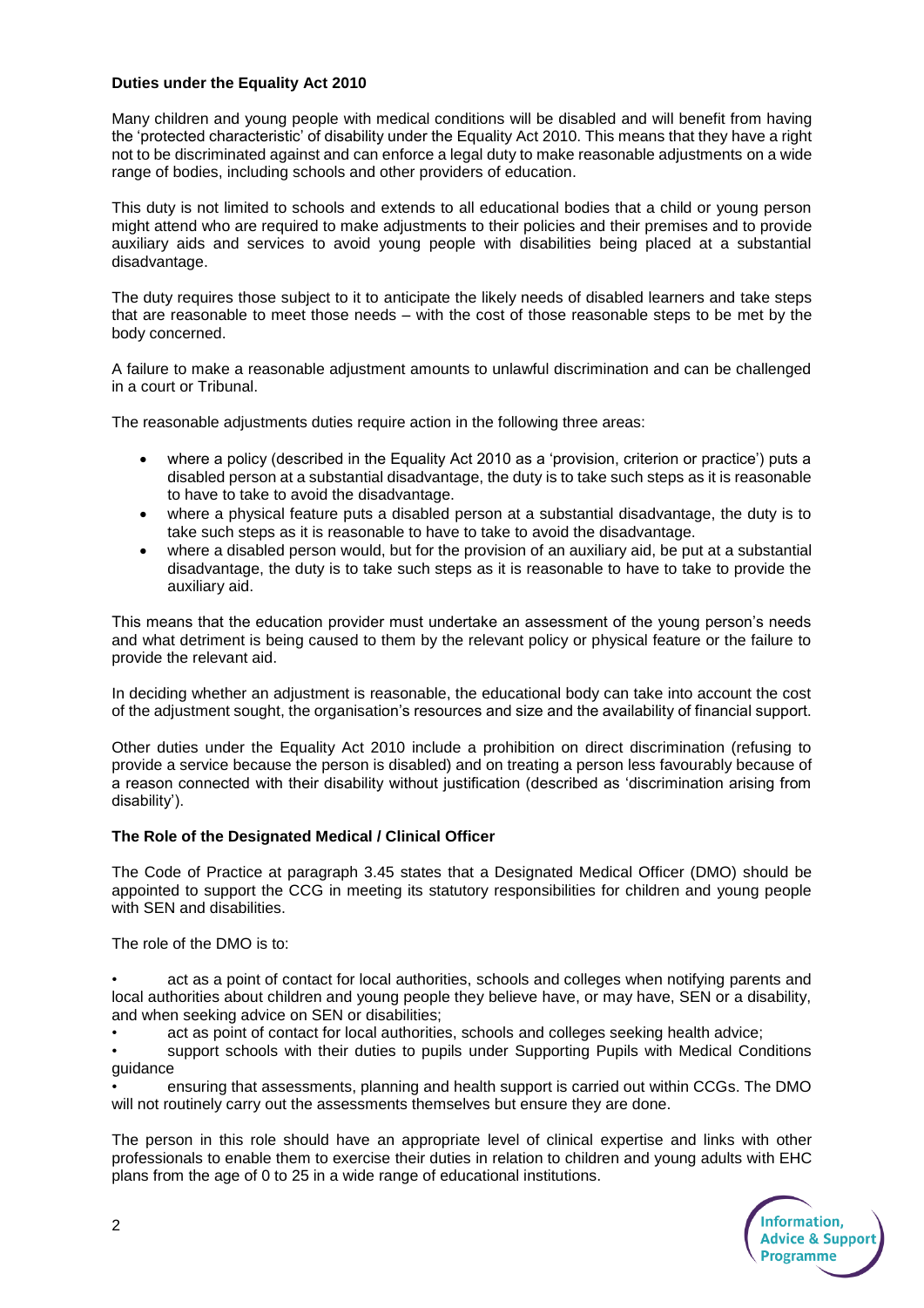**Duties under the Equality Act 2010**

Many children and young people with medical conditions will be disabled and will benefit from having the 'protected characteristic' of disability under the Equality Act 2010. This means that they have a right not to be discriminated against and can enforce a legal duty to make reasonable adjustments on a wide range of bodies, including schools and other providers of education.

This duty is not limited to schools and extends to all educational bodies that a child or young person might attend who are required to make adjustments to their policies and their premises and to provide auxiliary aids and services to avoid young people with disabilities being placed at a substantial disadvantage.

The duty requires those subject to it to anticipate the likely needs of disabled learners and take steps that are reasonable to meet those needs – with the cost of those reasonable steps to be met by the body concerned.

A failure to make a reasonable adjustment amounts to unlawful discrimination and can be challenged in a court or Tribunal.

The reasonable adjustments duties require action in the following three areas:

- where a policy (described in the Equality Act 2010 as a 'provision, criterion or practice') puts a disabled person at a substantial disadvantage, the duty is to take such steps as it is reasonable to have to take to avoid the disadvantage.
- where a physical feature puts a disabled person at a substantial disadvantage, the duty is to take such steps as it is reasonable to have to take to avoid the disadvantage.
- where a disabled person would, but for the provision of an auxiliary aid, be put at a substantial disadvantage, the duty is to take such steps as it is reasonable to have to take to provide the auxiliary aid.

This means that the education provider must undertake an assessment of the young person's needs and what detriment is being caused to them by the relevant policy or physical feature or the failure to provide the relevant aid.

In deciding whether an adjustment is reasonable, the educational body can take into account the cost of the adjustment sought, the organisation's resources and size and the availability of financial support.

Other duties under the Equality Act 2010 include a prohibition on direct discrimination (refusing to provide a service because the person is disabled) and on treating a person less favourably because of a reason connected with their disability without justification (described as 'discrimination arising from disability').

**The Role of the Designated Medical / Clinical Officer**

The Code of Practice at paragraph 3.45 states that a Designated Medical Officer (DMO) should be appointed to support the CCG in meeting its statutory responsibilities for children and young people with SEN and disabilities.

The role of the DMO is to:

- act as a point of contact for local authorities, schools and colleges when notifying parents and local authorities about children and young people they believe have, or may have, SEN or a disability, and when seeking advice on SEN or disabilities;
- act as point of contact for local authorities, schools and colleges seeking health advice;
- support schools with their duties to pupils under Supporting Pupils with Medical Conditions guidance
- ensuring that assessments, planning and health support is carried out within CCGs. The DMO will not routinely carry out the assessments themselves but ensure they are done.

The person in this role should have an appropriate level of clinical expertise and links with other professionals to enable them to exercise their duties in relation to children and young adults with EHC plans from the age of 0 to 25 in a wide range of educational institutions.